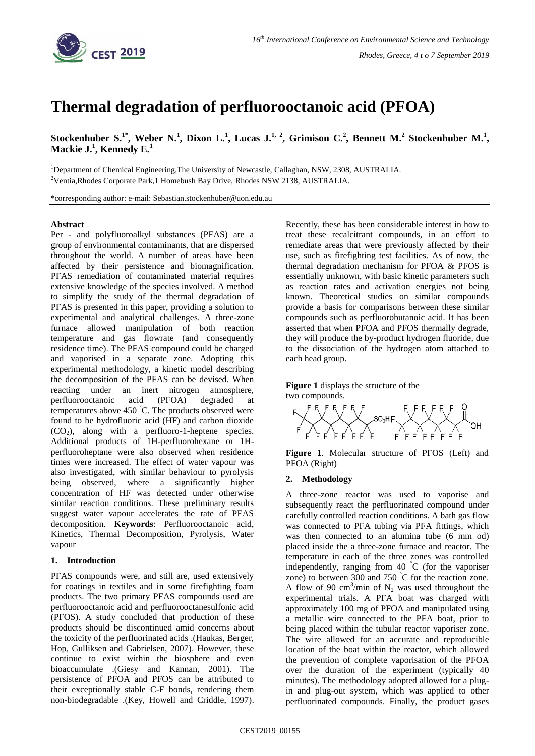# Thermal degradation of perfluorooctanoic acid (PFOA)

**Stockenhuber S.[1*], Weber N.[1], Dixon L.[1], Lucas J.[1, 2], Grimison C.[2], Bennett M.[2] Stockenhuber M.[1], Mackie J.[1], Kennedy E.[1]**

[1]Department of Chemical Engineering,The University of Newcastle, Callaghan, NSW, 2308, AUSTRALIA.

[2]Ventia,Rhodes Corporate Park,1 Homebush Bay Drive, Rhodes NSW 2138, AUSTRALIA.

*corresponding author: e-mail: Sebastian.stockenhuber@uon.edu.au

### Abstract

Per - and polyfluoroalkyl substances (PFAS) are a group of environmental contaminants, that are dispersed throughout the world. A number of areas have been affected by their persistence and biomagnification. PFAS remediation of contaminated material requires extensive knowledge of the species involved. A method to simplify the study of the thermal degradation of PFAS is presented in this paper, providing a solution to experimental and analytical challenges. A three-zone furnace allowed manipulation of both reaction temperature and gas flowrate (and consequently residence time). The PFAS compound could be charged and vaporised in a separate zone. Adopting this experimental methodology, a kinetic model describing the decomposition of the PFAS can be devised. When reacting under an inert nitrogen atmosphere, perfluorooctanoic acid (PFOA) degraded at temperatures above 450 °C. The products observed were found to be hydrofluoric acid (HF) and carbon dioxide ($CO_2$), along with a perfluoro-1-heptene species. Additional products of 1H-perfluorohexane or 1H-perfluoroheptane were also observed when residence times were increased. The effect of water vapour was also investigated, with similar behaviour to pyrolysis being observed, where a significantly higher concentration of HF was detected under otherwise similar reaction conditions. These preliminary results suggest water vapour accelerates the rate of PFAS decomposition. **Keywords**: Perfluorooctanoic acid, Kinetics, Thermal Decomposition, Pyrolysis, Water vapour

## 1. Introduction

PFAS compounds were, and still are, used extensively for coatings in textiles and in some firefighting foam products. The two primary PFAS compounds used are perfluorooctanoic acid and perfluorooctanesulfonic acid (PFOS). A study concluded that production of these products should be discontinued amid concerns about the toxicity of the perfluorinated acids .(Haukas, Berger, Hop, Gulliksen and Gabrielsen, 2007). However, these continue to exist within the biosphere and even bioaccumulate .(Giesy and Kannan, 2001). The persistence of PFOA and PFOS can be attributed to their exceptionally stable C-F bonds, rendering them non-biodegradable .(Key, Howell and Criddle, 1997). Recently, these has been considerable interest in how to treat these recalcitrant compounds, in an effort to remediate areas that were previously affected by their use, such as firefighting test facilities. As of now, the thermal degradation mechanism for PFOA & PFOS is essentially unknown, with basic kinetic parameters such as reaction rates and activation energies not being known. Theoretical studies on similar compounds provide a basis for comparisons between these similar compounds such as perfluorobutanoic acid. It has been asserted that when PFOA and PFOS thermally degrade, they will produce the by-product hydrogen fluoride, due to the dissociation of the hydrogen atom attached to each head group.

**Figure 1** displays the structure of the two compounds.

**Figure 1**. Molecular structure of PFOS (Left) and PFOA (Right)

## 2. Methodology

A three-zone reactor was used to vaporise and subsequently react the perfluorinated compound under carefully controlled reaction conditions. A bath gas flow was connected to PFA tubing via PFA fittings, which was then connected to an alumina tube (6 mm od) placed inside the a three-zone furnace and reactor. The temperature in each of the three zones was controlled independently, ranging from 40 °C (for the vaporiser zone) to between 300 and 750 °C for the reaction zone. A flow of 90 $cm^3$/min of $N_2$ was used throughout the experimental trials. A PFA boat was charged with approximately 100 mg of PFOA and manipulated using a metallic wire connected to the PFA boat, prior to being placed within the tubular reactor vaporiser zone. The wire allowed for an accurate and reproducible location of the boat within the reactor, which allowed the prevention of complete vaporisation of the PFOA over the duration of the experiment (typically 40 minutes). The methodology adopted allowed for a plug-in and plug-out system, which was applied to other perfluorinated compounds. Finally, the product gases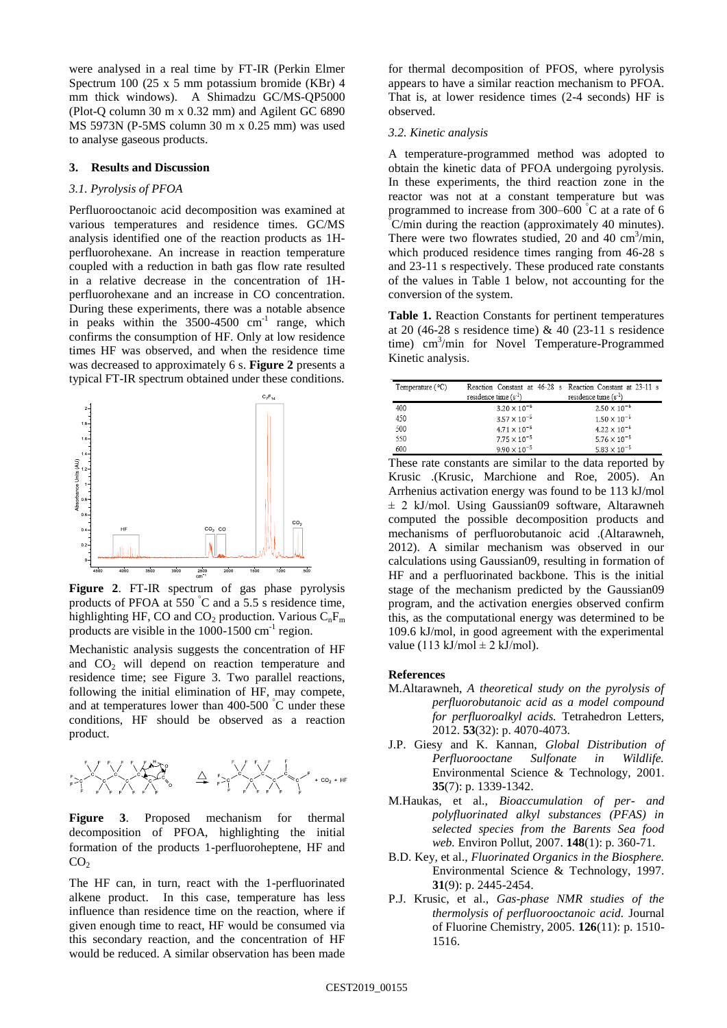were analysed in a real time by FT-IR (Perkin Elmer Spectrum 100 (25 x 5 mm potassium bromide (KBr) 4 mm thick windows). A Shimadzu GC/MS-QP5000 (Plot-Q column 30 m x 0.32 mm) and Agilent GC 6890 MS 5973N (P-5MS column 30 m x 0.25 mm) was used to analyse gaseous products.

## 3. Results and Discussion

### 3.1. Pyrolysis of PFOA

Perfluorooctanoic acid decomposition was examined at various temperatures and residence times. GC/MS analysis identified one of the reaction products as 1H-perfluorohexane. An increase in reaction temperature coupled with a reduction in bath gas flow rate resulted in a relative decrease in the concentration of 1H-perfluorohexane and an increase in CO concentration. During these experiments, there was a notable absence in peaks within the 3500-4500 $cm^{-1}$ range, which confirms the consumption of HF. Only at low residence times HF was observed, and when the residence time was decreased to approximately 6 s. **Figure 2** presents a typical FT-IR spectrum obtained under these conditions.

$C_7F_{14}$
HF
$CO_2$ CO
$CO_2$
Absorbance Units (AU)
4500 4000 3500 3000 2500 2000 1500 1000 500
$cm^{-1}$

**Figure 2**. FT-IR spectrum of gas phase pyrolysis products of PFOA at 550 °C and a 5.5 s residence time, highlighting HF, CO and $CO_2$ production. Various $C_nF_m$ products are visible in the 1000-1500 $cm^{-1}$ region.

Mechanistic analysis suggests the concentration of HF and $CO_2$ will depend on reaction temperature and residence time; see Figure 3. Two parallel reactions, following the initial elimination of HF, may compete, and at temperatures lower than 400-500 °C under these conditions, HF should be observed as a reaction product.

$\xrightarrow{\Delta}$ + $CO_2$ + HF

**Figure 3**. Proposed mechanism for thermal decomposition of PFOA, highlighting the initial formation of the products 1-perfluoroheptene, HF and $CO_2$

The HF can, in turn, react with the 1-perfluorinated alkene product. In this case, temperature has less influence than residence time on the reaction, where if given enough time to react, HF would be consumed via this secondary reaction, and the concentration of HF would be reduced. A similar observation has been made for thermal decomposition of PFOS, where pyrolysis appears to have a similar reaction mechanism to PFOA. That is, at lower residence times (2-4 seconds) HF is observed.

### 3.2. Kinetic analysis

A temperature-programmed method was adopted to obtain the kinetic data of PFOA undergoing pyrolysis. In these experiments, the third reaction zone in the reactor was not at a constant temperature but was programmed to increase from 300–600 °C at a rate of 6 °C/min during the reaction (approximately 40 minutes). There were two flowrates studied, 20 and 40 $cm^3$/min, which produced residence times ranging from 46-28 s and 23-11 s respectively. These produced rate constants of the values in Table 1 below, not accounting for the conversion of the system.

**Table 1.** Reaction Constants for pertinent temperatures at 20 (46-28 s residence time) & 40 (23-11 s residence time) $cm^3$/min for Novel Temperature-Programmed Kinetic analysis.

| Temperature (°C) | Reaction Constant at 46-28 s residence time ($s^{-1}$) | Reaction Constant at 23-11 s residence time ($s^{-1}$) |
|---|---|---|
| 400 | $3.20 \times 10^{-6}$ | $2.50 \times 10^{-6}$ |
| 450 | $3.57 \times 10^{-5}$ | $1.50 \times 10^{-5}$ |
| 500 | $4.71 \times 10^{-5}$ | $4.22 \times 10^{-5}$ |
| 550 | $7.75 \times 10^{-5}$ | $5.76 \times 10^{-5}$ |
| 600 | $9.90 \times 10^{-5}$ | $5.83 \times 10^{-5}$ |

These rate constants are similar to the data reported by Krusic .(Krusic, Marchione and Roe, 2005). An Arrhenius activation energy was found to be 113 kJ/mol ± 2 kJ/mol. Using Gaussian09 software, Altarawneh computed the possible decomposition products and mechanisms of perfluorobutanoic acid .(Altarawneh, 2012). A similar mechanism was observed in our calculations using Gaussian09, resulting in formation of HF and a perfluorinated backbone. This is the initial stage of the mechanism predicted by the Gaussian09 program, and the activation energies observed confirm this, as the computational energy was determined to be 109.6 kJ/mol, in good agreement with the experimental value (113 kJ/mol ± 2 kJ/mol).

## References

M.Altarawneh, *A theoretical study on the pyrolysis of perfluorobutanoic acid as a model compound for perfluoroalkyl acids.* Tetrahedron Letters, 2012. **53**(32): p. 4070-4073.

J.P. Giesy and K. Kannan, *Global Distribution of Perfluorooctane Sulfonate in Wildlife.* Environmental Science & Technology, 2001. **35**(7): p. 1339-1342.

M.Haukas, et al., *Bioaccumulation of per- and polyfluorinated alkyl substances (PFAS) in selected species from the Barents Sea food web.* Environ Pollut, 2007. **148**(1): p. 360-71.

B.D. Key, et al., *Fluorinated Organics in the Biosphere.* Environmental Science & Technology, 1997. **31**(9): p. 2445-2454.

P.J. Krusic, et al., *Gas-phase NMR studies of the thermolysis of perfluorooctanoic acid.* Journal of Fluorine Chemistry, 2005. **126**(11): p. 1510-1516.